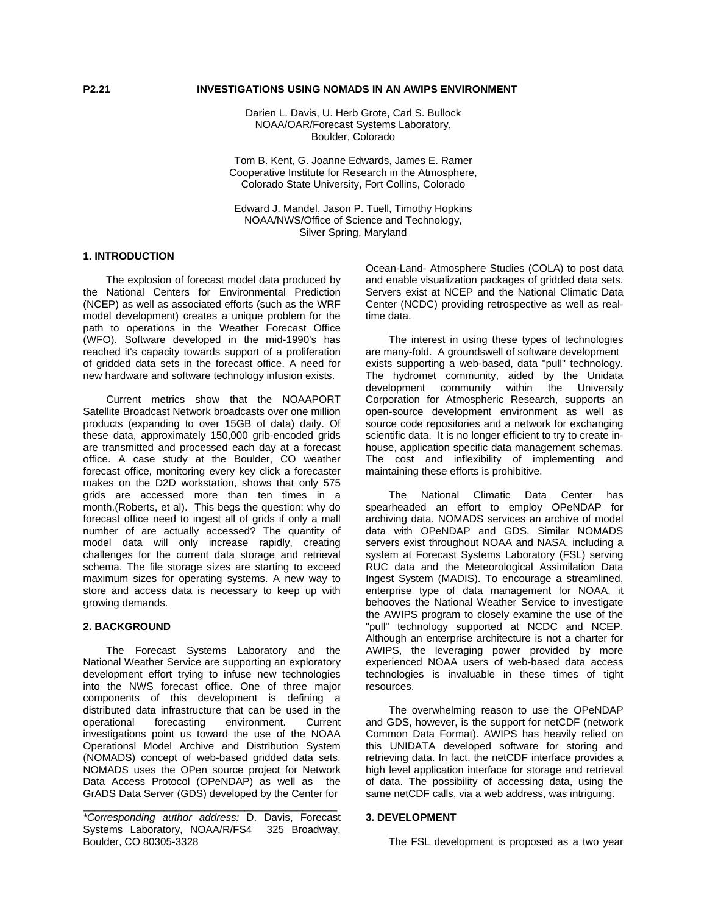**P2.21 INVESTIGATIONS USING NOMADS IN AN AWIPS ENVIRONMENT**

Darien L. Davis, U. Herb Grote, Carl S. Bullock
NOAA/OAR/Forecast Systems Laboratory,
Boulder, Colorado

Tom B. Kent, G. Joanne Edwards, James E. Ramer
Cooperative Institute for Research in the Atmosphere,
Colorado State University, Fort Collins, Colorado

Edward J. Mandel, Jason P. Tuell, Timothy Hopkins
NOAA/NWS/Office of Science and Technology,
Silver Spring, Maryland

## 1. INTRODUCTION

The explosion of forecast model data produced by the National Centers for Environmental Prediction (NCEP) as well as associated efforts (such as the WRF model development) creates a unique problem for the path to operations in the Weather Forecast Office (WFO). Software developed in the mid-1990's has reached it's capacity towards support of a proliferation of gridded data sets in the forecast office. A need for new hardware and software technology infusion exists.

Current metrics show that the NOAAPORT Satellite Broadcast Network broadcasts over one million products (expanding to over 15GB of data) daily. Of these data, approximately 150,000 grib-encoded grids are transmitted and processed each day at a forecast office. A case study at the Boulder, CO weather forecast office, monitoring every key click a forecaster makes on the D2D workstation, shows that only 575 grids are accessed more than ten times in a month.(Roberts, et al). This begs the question: why do forecast office need to ingest all of grids if only a mall number of are actually accessed? The quantity of model data will only increase rapidly, creating challenges for the current data storage and retrieval schema. The file storage sizes are starting to exceed maximum sizes for operating systems. A new way to store and access data is necessary to keep up with growing demands.

## 2. BACKGROUND

The Forecast Systems Laboratory and the National Weather Service are supporting an exploratory development effort trying to infuse new technologies into the NWS forecast office. One of three major components of this development is defining a distributed data infrastructure that can be used in the operational forecasting environment. Current investigations point us toward the use of the NOAA Operationsl Model Archive and Distribution System (NOMADS) concept of web-based gridded data sets. NOMADS uses the OPen source project for Network Data Access Protocol (OPeNDAP) as well as the GrADS Data Server (GDS) developed by the Center for Ocean-Land- Atmosphere Studies (COLA) to post data and enable visualization packages of gridded data sets. Servers exist at NCEP and the National Climatic Data Center (NCDC) providing retrospective as well as real-time data.

The interest in using these types of technologies are many-fold. A groundswell of software development exists supporting a web-based, data "pull" technology. The hydromet community, aided by the Unidata development community within the University Corporation for Atmospheric Research, supports an open-source development environment as well as source code repositories and a network for exchanging scientific data. It is no longer efficient to try to create in-house, application specific data management schemas. The cost and inflexibility of implementing and maintaining these efforts is prohibitive.

The National Climatic Data Center has spearheaded an effort to employ OPeNDAP for archiving data. NOMADS services an archive of model data with OPeNDAP and GDS. Similar NOMADS servers exist throughout NOAA and NASA, including a system at Forecast Systems Laboratory (FSL) serving RUC data and the Meteorological Assimilation Data Ingest System (MADIS). To encourage a streamlined, enterprise type of data management for NOAA, it behooves the National Weather Service to investigate the AWIPS program to closely examine the use of the "pull" technology supported at NCDC and NCEP. Although an enterprise architecture is not a charter for AWIPS, the leveraging power provided by more experienced NOAA users of web-based data access technologies is invaluable in these times of tight resources.

The overwhelming reason to use the OPeNDAP and GDS, however, is the support for netCDF (network Common Data Format). AWIPS has heavily relied on this UNIDATA developed software for storing and retrieving data. In fact, the netCDF interface provides a high level application interface for storage and retrieval of data. The possibility of accessing data, using the same netCDF calls, via a web address, was intriguing.

## 3. DEVELOPMENT

The FSL development is proposed as a two year

---

*\*Corresponding author address:* D. Davis, Forecast Systems Laboratory, NOAA/R/FS4 325 Broadway, Boulder, CO 80305-3328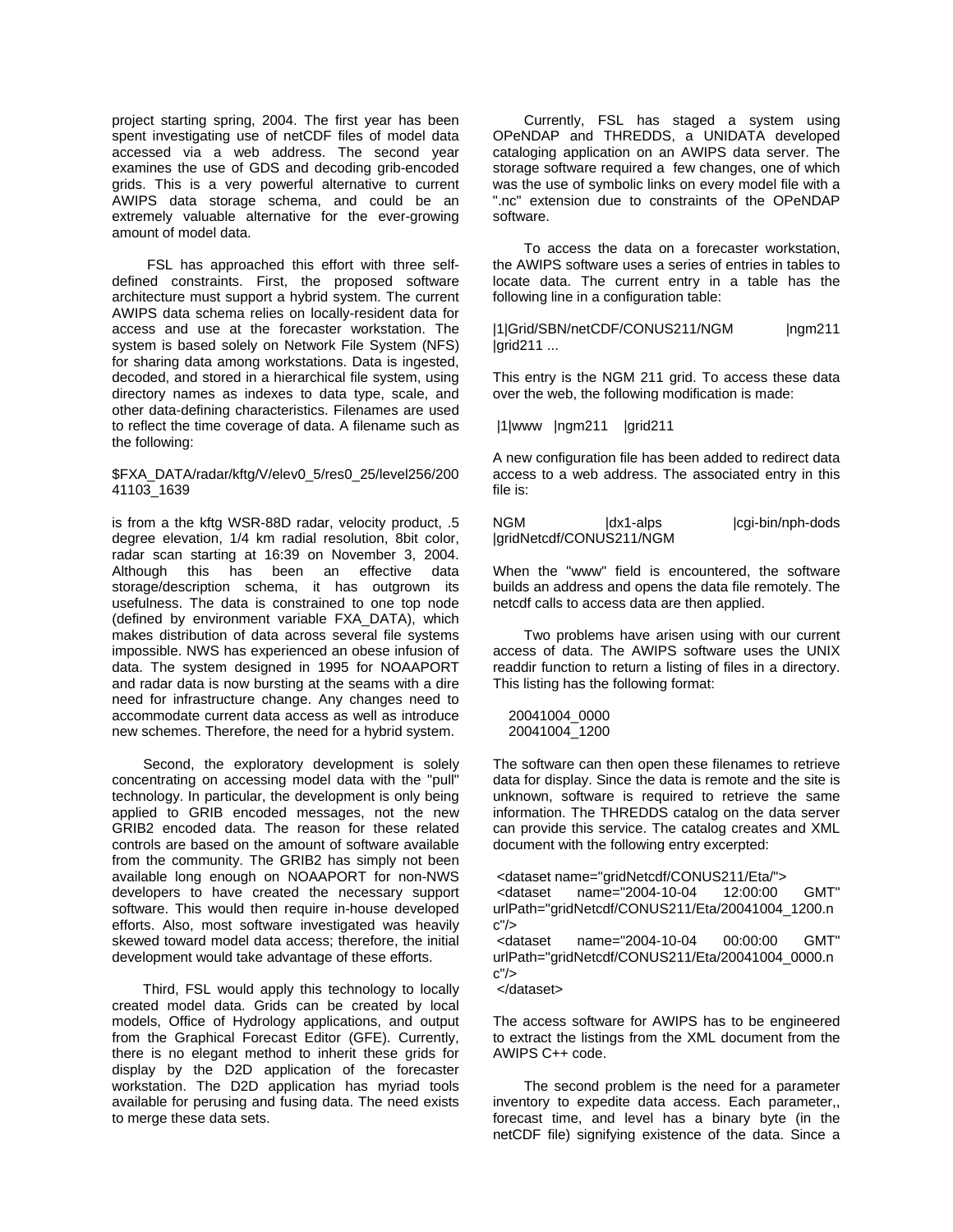project starting spring, 2004. The first year has been spent investigating use of netCDF files of model data accessed via a web address. The second year examines the use of GDS and decoding grib-encoded grids. This is a very powerful alternative to current AWIPS data storage schema, and could be an extremely valuable alternative for the ever-growing amount of model data.

FSL has approached this effort with three self-defined constraints. First, the proposed software architecture must support a hybrid system. The current AWIPS data schema relies on locally-resident data for access and use at the forecaster workstation. The system is based solely on Network File System (NFS) for sharing data among workstations. Data is ingested, decoded, and stored in a hierarchical file system, using directory names as indexes to data type, scale, and other data-defining characteristics. Filenames are used to reflect the time coverage of data. A filename such as the following:

$FXA_DATA/radar/kftg/V/elev0_5/res0_25/level256/20041103_1639

is from a the kftg WSR-88D radar, velocity product, .5 degree elevation, 1/4 km radial resolution, 8bit color, radar scan starting at 16:39 on November 3, 2004. Although this has been an effective data storage/description schema, it has outgrown its usefulness. The data is constrained to one top node (defined by environment variable FXA_DATA), which makes distribution of data across several file systems impossible. NWS has experienced an obese infusion of data. The system designed in 1995 for NOAAPORT and radar data is now bursting at the seams with a dire need for infrastructure change. Any changes need to accommodate current data access as well as introduce new schemes. Therefore, the need for a hybrid system.

Second, the exploratory development is solely concentrating on accessing model data with the "pull" technology. In particular, the development is only being applied to GRIB encoded messages, not the new GRIB2 encoded data. The reason for these related controls are based on the amount of software available from the community. The GRIB2 has simply not been available long enough on NOAAPORT for non-NWS developers to have created the necessary support software. This would then require in-house developed efforts. Also, most software investigated was heavily skewed toward model data access; therefore, the initial development would take advantage of these efforts.

Third, FSL would apply this technology to locally created model data. Grids can be created by local models, Office of Hydrology applications, and output from the Graphical Forecast Editor (GFE). Currently, there is no elegant method to inherit these grids for display by the D2D application of the forecaster workstation. The D2D application has myriad tools available for perusing and fusing data. The need exists to merge these data sets.

Currently, FSL has staged a system using OPeNDAP and THREDDS, a UNIDATA developed cataloging application on an AWIPS data server. The storage software required a few changes, one of which was the use of symbolic links on every model file with a ".nc" extension due to constraints of the OPeNDAP software.

To access the data on a forecaster workstation, the AWIPS software uses a series of entries in tables to locate data. The current entry in a table has the following line in a configuration table:

```
|1|Grid/SBN/netCDF/CONUS211/NGM        |ngm211 |grid211 ...
```

This entry is the NGM 211 grid. To access these data over the web, the following modification is made:

```
|1|www   |ngm211    |grid211
```

A new configuration file has been added to redirect data access to a web address. The associated entry in this file is:

```
NGM        |dx1-alps        |cgi-bin/nph-dods |gridNetcdf/CONUS211/NGM
```

When the "www" field is encountered, the software builds an address and opens the data file remotely. The netcdf calls to access data are then applied.

Two problems have arisen using with our current access of data. The AWIPS software uses the UNIX readdir function to return a listing of files in a directory. This listing has the following format:

```
20041004_0000
20041004_1200
```

The software can then open these filenames to retrieve data for display. Since the data is remote and the site is unknown, software is required to retrieve the same information. The THREDDS catalog on the data server can provide this service. The catalog creates and XML document with the following entry excerpted:

```
<dataset name="gridNetcdf/CONUS211/Eta/">
<dataset name="2004-10-04 12:00:00 GMT" urlPath="gridNetcdf/CONUS211/Eta/20041004_1200.nc"/>
<dataset name="2004-10-04 00:00:00 GMT" urlPath="gridNetcdf/CONUS211/Eta/20041004_0000.nc"/>
</dataset>
```

The access software for AWIPS has to be engineered to extract the listings from the XML document from the AWIPS C++ code.

The second problem is the need for a parameter inventory to expedite data access. Each parameter,, forecast time, and level has a binary byte (in the netCDF file) signifying existence of the data. Since a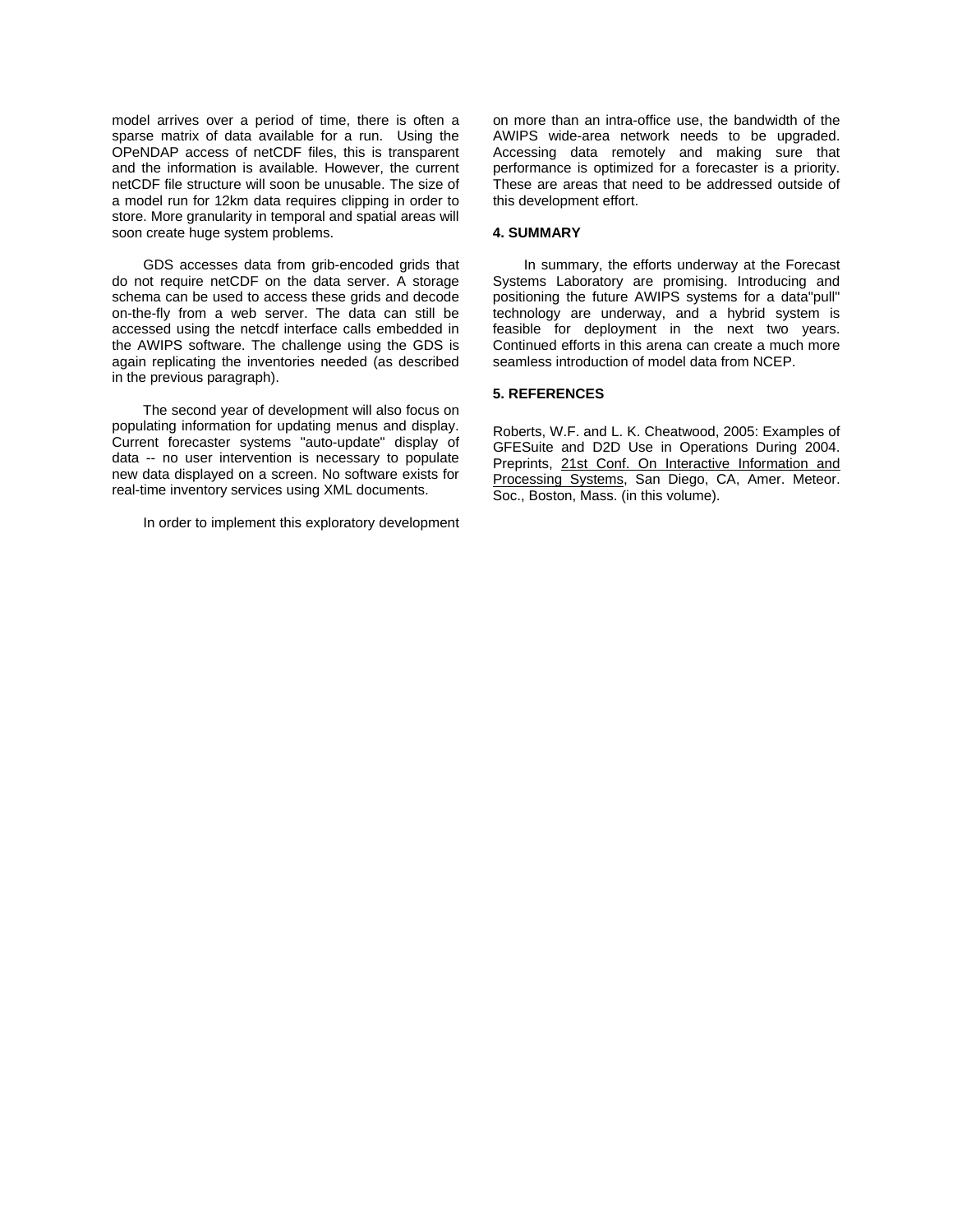model arrives over a period of time, there is often a sparse matrix of data available for a run. Using the OPeNDAP access of netCDF files, this is transparent and the information is available. However, the current netCDF file structure will soon be unusable. The size of a model run for 12km data requires clipping in order to store. More granularity in temporal and spatial areas will soon create huge system problems.

GDS accesses data from grib-encoded grids that do not require netCDF on the data server. A storage schema can be used to access these grids and decode on-the-fly from a web server. The data can still be accessed using the netcdf interface calls embedded in the AWIPS software. The challenge using the GDS is again replicating the inventories needed (as described in the previous paragraph).

The second year of development will also focus on populating information for updating menus and display. Current forecaster systems "auto-update" display of data -- no user intervention is necessary to populate new data displayed on a screen. No software exists for real-time inventory services using XML documents.

In order to implement this exploratory development on more than an intra-office use, the bandwidth of the AWIPS wide-area network needs to be upgraded. Accessing data remotely and making sure that performance is optimized for a forecaster is a priority. These are areas that need to be addressed outside of this development effort.

## 4. SUMMARY

In summary, the efforts underway at the Forecast Systems Laboratory are promising. Introducing and positioning the future AWIPS systems for a data"pull" technology are underway, and a hybrid system is feasible for deployment in the next two years. Continued efforts in this arena can create a much more seamless introduction of model data from NCEP.

## 5. REFERENCES

Roberts, W.F. and L. K. Cheatwood, 2005: Examples of GFESuite and D2D Use in Operations During 2004. Preprints, 21st Conf. On Interactive Information and Processing Systems, San Diego, CA, Amer. Meteor. Soc., Boston, Mass. (in this volume).